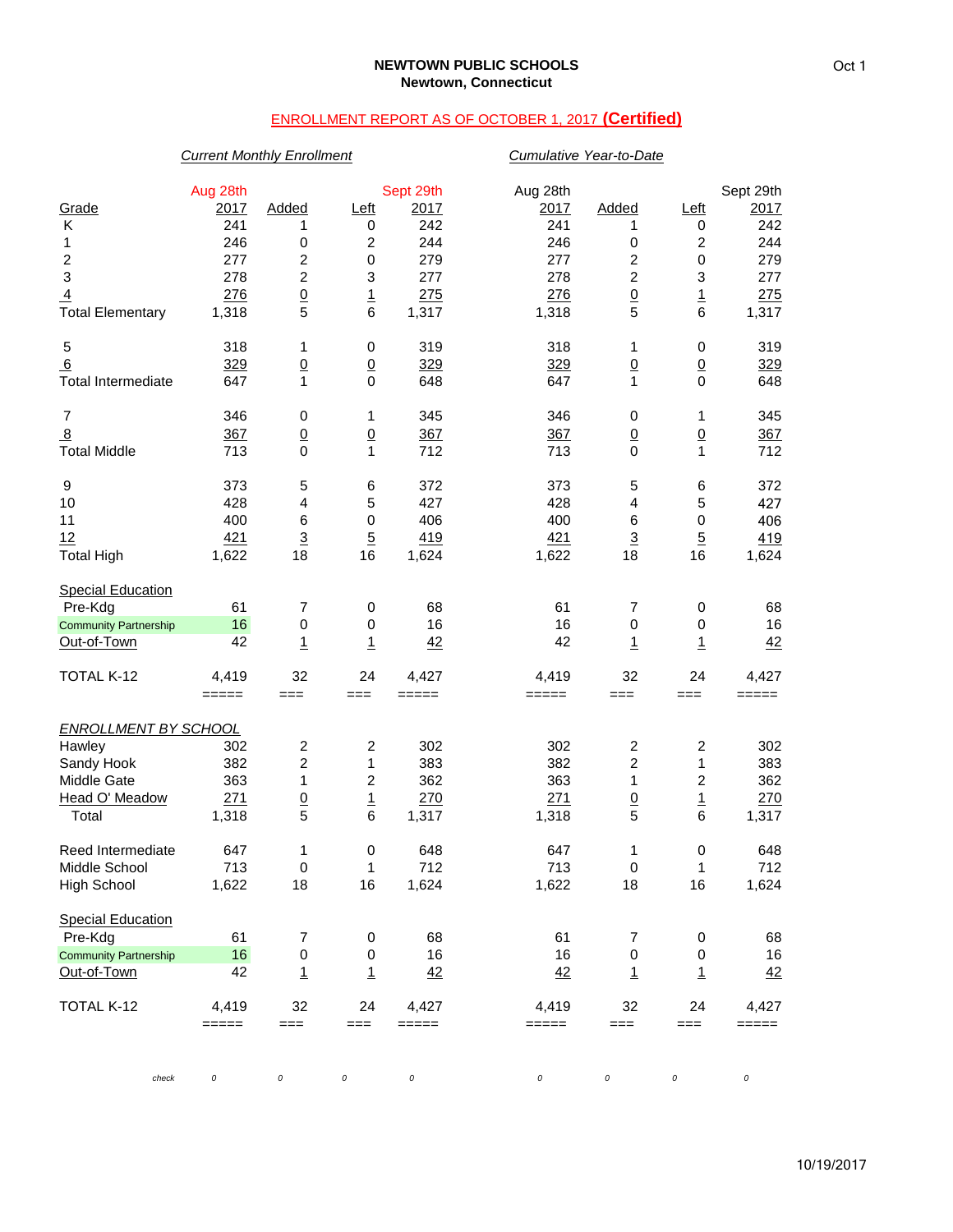**NEWTOWN PUBLIC SCHOOLS**
**Newtown, Connecticut**

## ENROLLMENT REPORT AS OF OCTOBER 1, 2017 **(Certified)**

| | *Current Monthly Enrollment* | | | | *Cumulative Year-to-Date* | | | |
|---|---|---|---|---|---|---|---|---|
| Grade | Aug 28th 2017 | Added | Left | Sept 29th 2017 | Aug 28th 2017 | Added | Left | Sept 29th 2017 |
| K | 241 | 1 | 0 | 242 | 241 | 1 | 0 | 242 |
| 1 | 246 | 0 | 2 | 244 | 246 | 0 | 2 | 244 |
| 2 | 277 | 2 | 0 | 279 | 277 | 2 | 0 | 279 |
| 3 | 278 | 2 | 3 | 277 | 278 | 2 | 3 | 277 |
| 4 | 276 | 0 | 1 | 275 | 276 | 0 | 1 | 275 |
| Total Elementary | 1,318 | 5 | 6 | 1,317 | 1,318 | 5 | 6 | 1,317 |
| 5 | 318 | 1 | 0 | 319 | 318 | 1 | 0 | 319 |
| 6 | 329 | 0 | 0 | 329 | 329 | 0 | 0 | 329 |
| Total Intermediate | 647 | 1 | 0 | 648 | 647 | 1 | 0 | 648 |
| 7 | 346 | 0 | 1 | 345 | 346 | 0 | 1 | 345 |
| 8 | 367 | 0 | 0 | 367 | 367 | 0 | 0 | 367 |
| Total Middle | 713 | 0 | 1 | 712 | 713 | 0 | 1 | 712 |
| 9 | 373 | 5 | 6 | 372 | 373 | 5 | 6 | 372 |
| 10 | 428 | 4 | 5 | 427 | 428 | 4 | 5 | 427 |
| 11 | 400 | 6 | 0 | 406 | 400 | 6 | 0 | 406 |
| 12 | 421 | 3 | 5 | 419 | 421 | 3 | 5 | 419 |
| Total High | 1,622 | 18 | 16 | 1,624 | 1,622 | 18 | 16 | 1,624 |
| Special Education | | | | | | | | |
| Pre-Kdg | 61 | 7 | 0 | 68 | 61 | 7 | 0 | 68 |
| Community Partnership | 16 | 0 | 0 | 16 | 16 | 0 | 0 | 16 |
| Out-of-Town | 42 | 1 | 1 | 42 | 42 | 1 | 1 | 42 |
| TOTAL K-12 | 4,419 | 32 | 24 | 4,427 | 4,419 | 32 | 24 | 4,427 |

| *ENROLLMENT BY SCHOOL* | | | | | | | | |
|---|---|---|---|---|---|---|---|---|
| Hawley | 302 | 2 | 2 | 302 | 302 | 2 | 2 | 302 |
| Sandy Hook | 382 | 2 | 1 | 383 | 382 | 2 | 1 | 383 |
| Middle Gate | 363 | 1 | 2 | 362 | 363 | 1 | 2 | 362 |
| Head O' Meadow | 271 | 0 | 1 | 270 | 271 | 0 | 1 | 270 |
| Total | 1,318 | 5 | 6 | 1,317 | 1,318 | 5 | 6 | 1,317 |
| Reed Intermediate | 647 | 1 | 0 | 648 | 647 | 1 | 0 | 648 |
| Middle School | 713 | 0 | 1 | 712 | 713 | 0 | 1 | 712 |
| High School | 1,622 | 18 | 16 | 1,624 | 1,622 | 18 | 16 | 1,624 |
| Special Education | | | | | | | | |
| Pre-Kdg | 61 | 7 | 0 | 68 | 61 | 7 | 0 | 68 |
| Community Partnership | 16 | 0 | 0 | 16 | 16 | 0 | 0 | 16 |
| Out-of-Town | 42 | 1 | 1 | 42 | 42 | 1 | 1 | 42 |
| TOTAL K-12 | 4,419 | 32 | 24 | 4,427 | 4,419 | 32 | 24 | 4,427 |
| *check* | *0* | *0* | *0* | *0* | *0* | *0* | *0* | *0* |

10/19/2017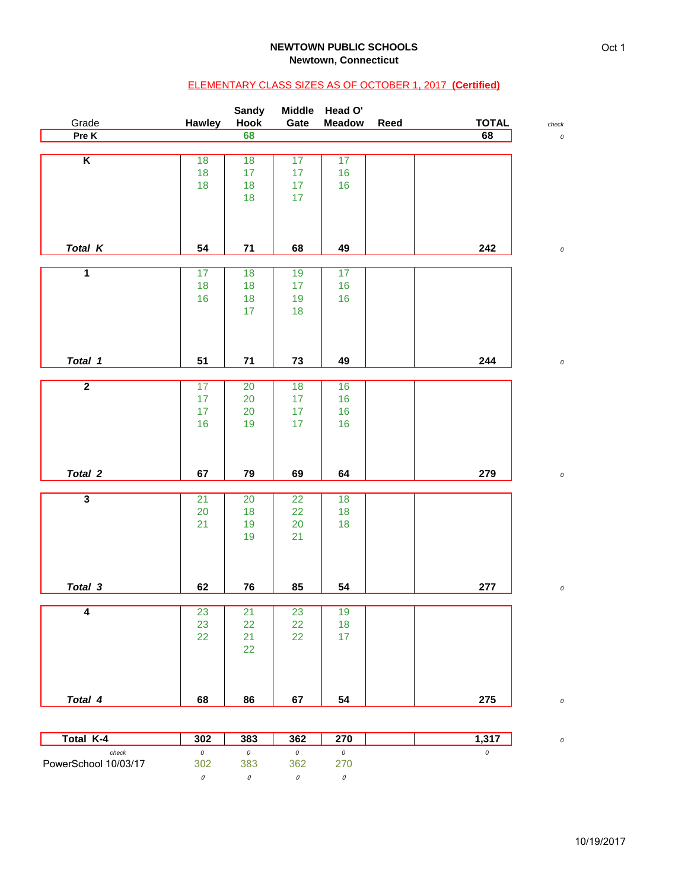**NEWTOWN PUBLIC SCHOOLS**
**Newtown, Connecticut**

ELEMENTARY CLASS SIZES AS OF OCTOBER 1, 2017 **(Certified)**

Oct 1

| Grade | Hawley | Sandy Hook | Middle Gate | Head O' Meadow | Reed | TOTAL | check |
|---|---|---|---|---|---|---|---|
| **Pre K** | | 68 | | | | **68** | 0 |
| **K** | 18 | 18 | 17 | 17 | | | |
| | 18 | 17 | 17 | 16 | | | |
| | 18 | 18 | 17 | 16 | | | |
| | | 18 | 17 | | | | |
| ***Total K*** | **54** | **71** | **68** | **49** | | **242** | 0 |
| **1** | 17 | 18 | 19 | 17 | | | |
| | 18 | 18 | 17 | 16 | | | |
| | 16 | 18 | 19 | 16 | | | |
| | | 17 | 18 | | | | |
| ***Total 1*** | **51** | **71** | **73** | **49** | | **244** | 0 |
| **2** | 17 | 20 | 18 | 16 | | | |
| | 17 | 20 | 17 | 16 | | | |
| | 17 | 20 | 17 | 16 | | | |
| | 16 | 19 | 17 | 16 | | | |
| ***Total 2*** | **67** | **79** | **69** | **64** | | **279** | 0 |
| **3** | 21 | 20 | 22 | 18 | | | |
| | 20 | 18 | 22 | 18 | | | |
| | 21 | 19 | 20 | 18 | | | |
| | | 19 | 21 | | | | |
| ***Total 3*** | **62** | **76** | **85** | **54** | | **277** | 0 |
| **4** | 23 | 21 | 23 | 19 | | | |
| | 23 | 22 | 22 | 18 | | | |
| | 22 | 21 | 22 | 17 | | | |
| | | 22 | | | | | |
| ***Total 4*** | **68** | **86** | **67** | **54** | | **275** | 0 |
| **Total K-4** | **302** | **383** | **362** | **270** | | **1,317** | 0 |
| *check* | *0* | *0* | *0* | *0* | | *0* | |
| PowerSchool 10/03/17 | 302 | 383 | 362 | 270 | | | |
| | *0* | *0* | *0* | *0* | | | |

10/19/2017